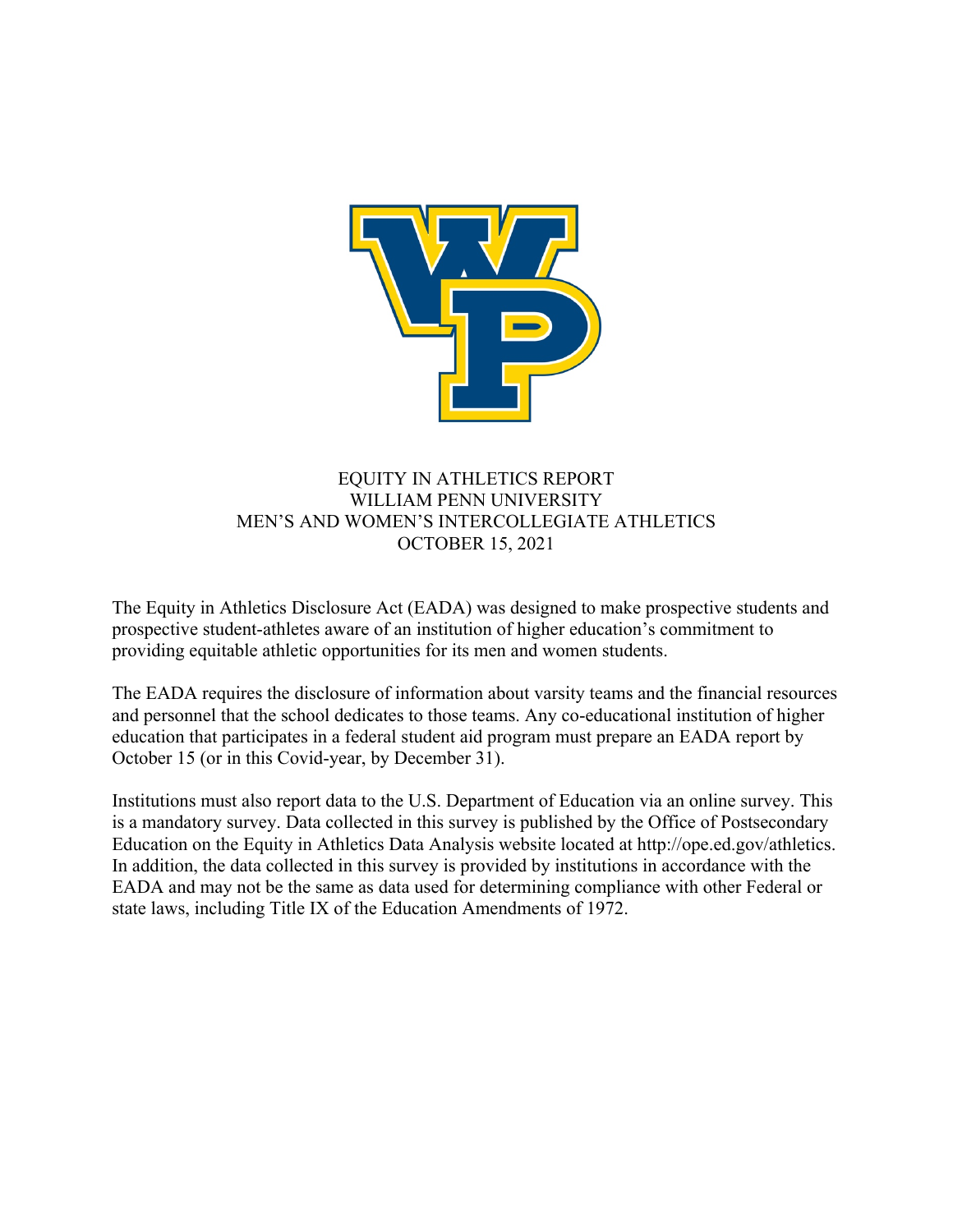# EQUITY IN ATHLETICS REPORT
## WILLIAM PENN UNIVERSITY
## MEN'S AND WOMEN'S INTERCOLLEGIATE ATHLETICS
## OCTOBER 15, 2021

The Equity in Athletics Disclosure Act (EADA) was designed to make prospective students and prospective student-athletes aware of an institution of higher education's commitment to providing equitable athletic opportunities for its men and women students.

The EADA requires the disclosure of information about varsity teams and the financial resources and personnel that the school dedicates to those teams. Any co-educational institution of higher education that participates in a federal student aid program must prepare an EADA report by October 15 (or in this Covid-year, by December 31).

Institutions must also report data to the U.S. Department of Education via an online survey. This is a mandatory survey. Data collected in this survey is published by the Office of Postsecondary Education on the Equity in Athletics Data Analysis website located at http://ope.ed.gov/athletics. In addition, the data collected in this survey is provided by institutions in accordance with the EADA and may not be the same as data used for determining compliance with other Federal or state laws, including Title IX of the Education Amendments of 1972.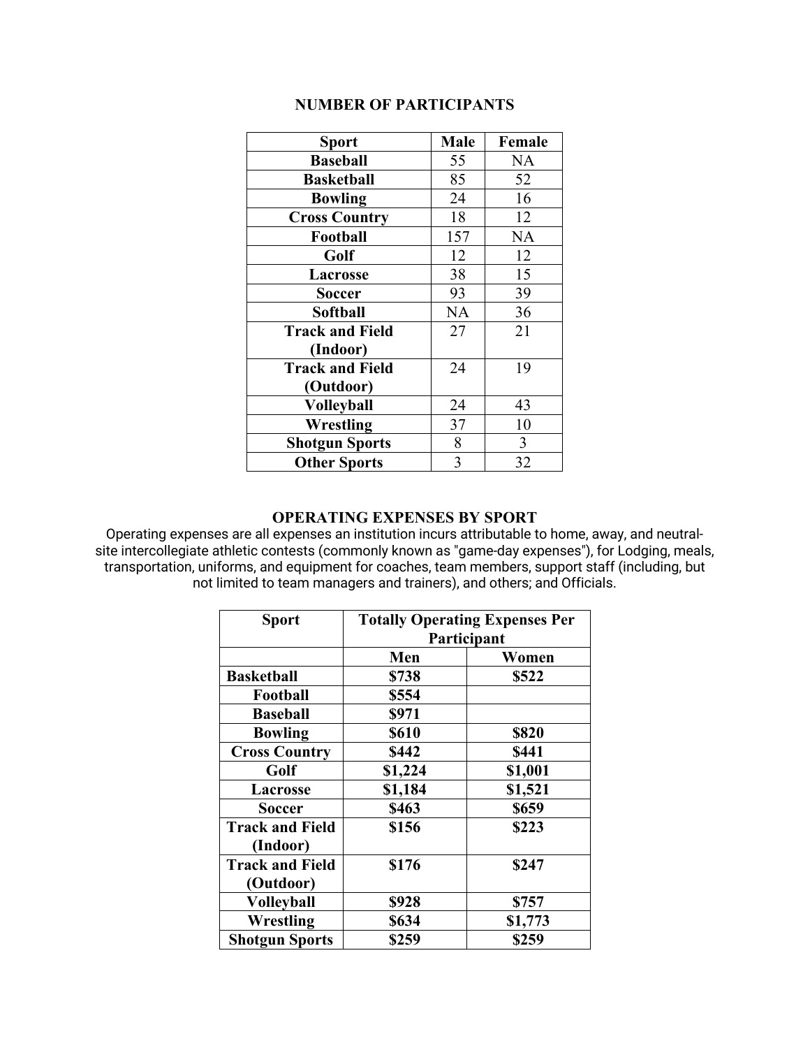## NUMBER OF PARTICIPANTS

| Sport | Male | Female |
|---|---|---|
| **Baseball** | 55 | NA |
| **Basketball** | 85 | 52 |
| **Bowling** | 24 | 16 |
| **Cross Country** | 18 | 12 |
| **Football** | 157 | NA |
| **Golf** | 12 | 12 |
| **Lacrosse** | 38 | 15 |
| **Soccer** | 93 | 39 |
| **Softball** | NA | 36 |
| **Track and Field (Indoor)** | 27 | 21 |
| **Track and Field (Outdoor)** | 24 | 19 |
| **Volleyball** | 24 | 43 |
| **Wrestling** | 37 | 10 |
| **Shotgun Sports** | 8 | 3 |
| **Other Sports** | 3 | 32 |

## OPERATING EXPENSES BY SPORT

Operating expenses are all expenses an institution incurs attributable to home, away, and neutral-site intercollegiate athletic contests (commonly known as "game-day expenses"), for Lodging, meals, transportation, uniforms, and equipment for coaches, team members, support staff (including, but not limited to team managers and trainers), and others; and Officials.

| Sport | Totally Operating Expenses Per Participant | |
|---|---|---|
| | **Men** | **Women** |
| **Basketball** | **$738** | **$522** |
| **Football** | **$554** | |
| **Baseball** | **$971** | |
| **Bowling** | **$610** | **$820** |
| **Cross Country** | **$442** | **$441** |
| **Golf** | **$1,224** | **$1,001** |
| **Lacrosse** | **$1,184** | **$1,521** |
| **Soccer** | **$463** | **$659** |
| **Track and Field (Indoor)** | **$156** | **$223** |
| **Track and Field (Outdoor)** | **$176** | **$247** |
| **Volleyball** | **$928** | **$757** |
| **Wrestling** | **$634** | **$1,773** |
| **Shotgun Sports** | **$259** | **$259** |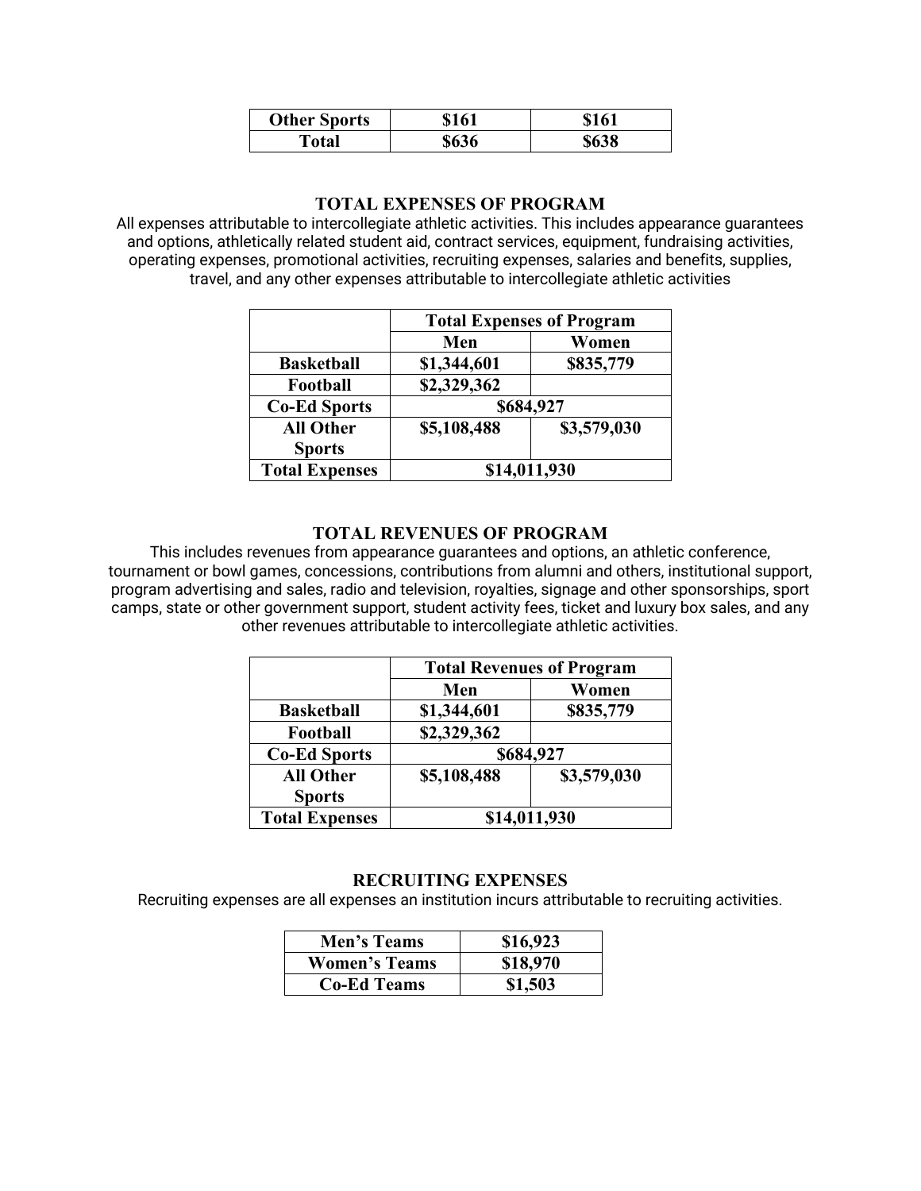| Other Sports | $161 | $161 |
|---|---|---|
| Total | $636 | $638 |

## TOTAL EXPENSES OF PROGRAM

All expenses attributable to intercollegiate athletic activities. This includes appearance guarantees and options, athletically related student aid, contract services, equipment, fundraising activities, operating expenses, promotional activities, recruiting expenses, salaries and benefits, supplies, travel, and any other expenses attributable to intercollegiate athletic activities

| | Total Expenses of Program | |
|---|---|---|
| | Men | Women |
| Basketball | $1,344,601 | $835,779 |
| Football | $2,329,362 | |
| Co-Ed Sports | $684,927 | |
| All Other Sports | $5,108,488 | $3,579,030 |
| Total Expenses | $14,011,930 | |

## TOTAL REVENUES OF PROGRAM

This includes revenues from appearance guarantees and options, an athletic conference, tournament or bowl games, concessions, contributions from alumni and others, institutional support, program advertising and sales, radio and television, royalties, signage and other sponsorships, sport camps, state or other government support, student activity fees, ticket and luxury box sales, and any other revenues attributable to intercollegiate athletic activities.

| | Total Revenues of Program | |
|---|---|---|
| | Men | Women |
| Basketball | $1,344,601 | $835,779 |
| Football | $2,329,362 | |
| Co-Ed Sports | $684,927 | |
| All Other Sports | $5,108,488 | $3,579,030 |
| Total Expenses | $14,011,930 | |

## RECRUITING EXPENSES

Recruiting expenses are all expenses an institution incurs attributable to recruiting activities.

| Men's Teams | $16,923 |
|---|---|
| Women's Teams | $18,970 |
| Co-Ed Teams | $1,503 |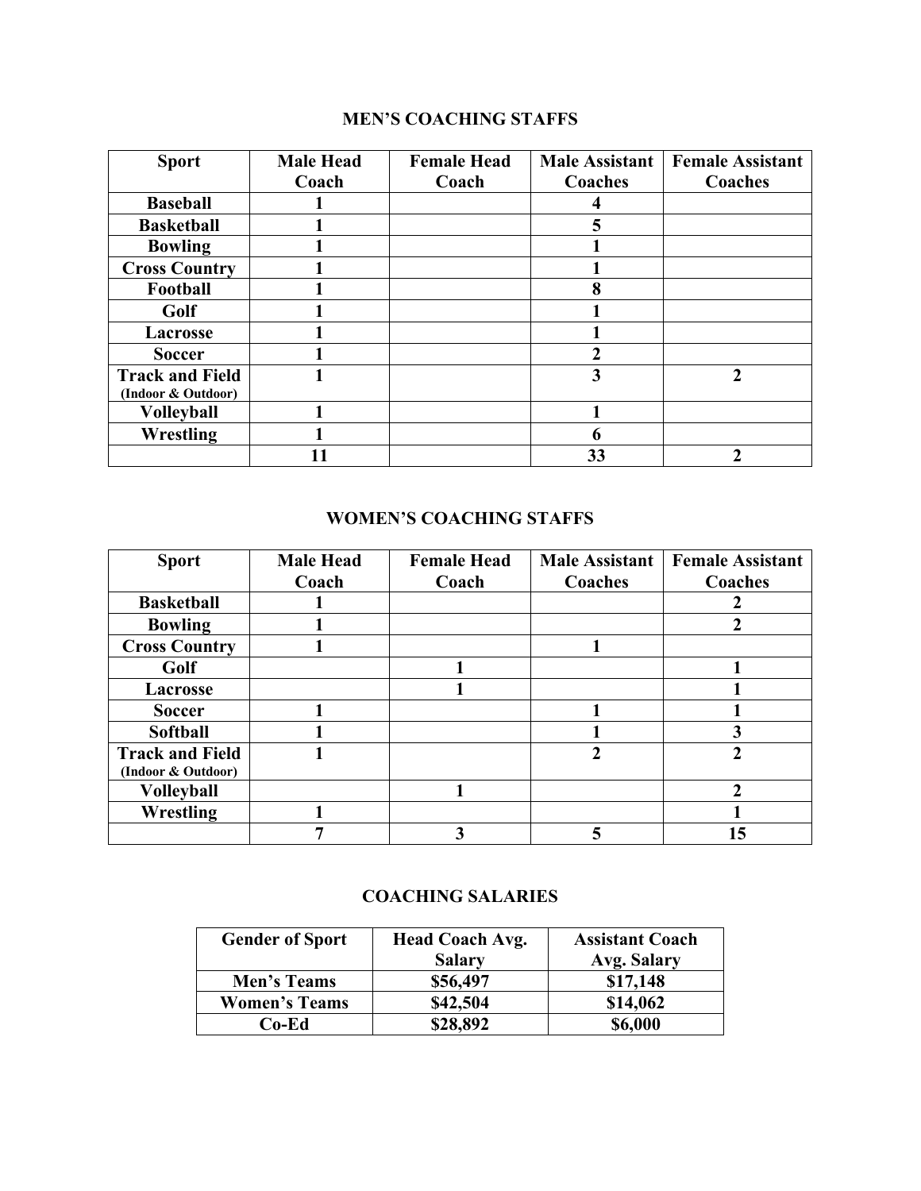## MEN'S COACHING STAFFS

| Sport | Male Head Coach | Female Head Coach | Male Assistant Coaches | Female Assistant Coaches |
|---|---|---|---|---|
| **Baseball** | 1 | | 4 | |
| **Basketball** | 1 | | 5 | |
| **Bowling** | 1 | | 1 | |
| **Cross Country** | 1 | | 1 | |
| **Football** | 1 | | 8 | |
| **Golf** | 1 | | 1 | |
| **Lacrosse** | 1 | | 1 | |
| **Soccer** | 1 | | 2 | |
| **Track and Field (Indoor & Outdoor)** | 1 | | 3 | 2 |
| **Volleyball** | 1 | | 1 | |
| **Wrestling** | 1 | | 6 | |
| | 11 | | 33 | 2 |

## WOMEN'S COACHING STAFFS

| Sport | Male Head Coach | Female Head Coach | Male Assistant Coaches | Female Assistant Coaches |
|---|---|---|---|---|
| **Basketball** | 1 | | | 2 |
| **Bowling** | 1 | | | 2 |
| **Cross Country** | 1 | | 1 | |
| **Golf** | | 1 | | 1 |
| **Lacrosse** | | 1 | | 1 |
| **Soccer** | 1 | | 1 | 1 |
| **Softball** | 1 | | 1 | 3 |
| **Track and Field (Indoor & Outdoor)** | 1 | | 2 | 2 |
| **Volleyball** | | 1 | | 2 |
| **Wrestling** | 1 | | | 1 |
| | 7 | 3 | 5 | 15 |

## COACHING SALARIES

| Gender of Sport | Head Coach Avg. Salary | Assistant Coach Avg. Salary |
|---|---|---|
| **Men's Teams** | $56,497 | $17,148 |
| **Women's Teams** | $42,504 | $14,062 |
| **Co-Ed** | $28,892 | $6,000 |